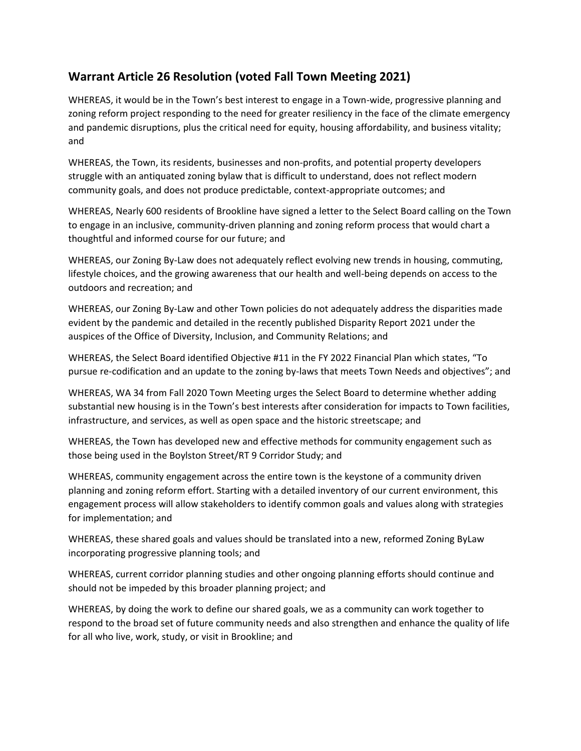## Warrant Article 26 Resolution (voted Fall Town Meeting 2021)

WHEREAS, it would be in the Town's best interest to engage in a Town-wide, progressive planning and zoning reform project responding to the need for greater resiliency in the face of the climate emergency and pandemic disruptions, plus the critical need for equity, housing affordability, and business vitality; and

WHEREAS, the Town, its residents, businesses and non-profits, and potential property developers struggle with an antiquated zoning bylaw that is difficult to understand, does not reflect modern community goals, and does not produce predictable, context-appropriate outcomes; and

WHEREAS, Nearly 600 residents of Brookline have signed a letter to the Select Board calling on the Town to engage in an inclusive, community-driven planning and zoning reform process that would chart a thoughtful and informed course for our future; and

WHEREAS, our Zoning By-Law does not adequately reflect evolving new trends in housing, commuting, lifestyle choices, and the growing awareness that our health and well-being depends on access to the outdoors and recreation; and

WHEREAS, our Zoning By-Law and other Town policies do not adequately address the disparities made evident by the pandemic and detailed in the recently published Disparity Report 2021 under the auspices of the Office of Diversity, Inclusion, and Community Relations; and

WHEREAS, the Select Board identified Objective #11 in the FY 2022 Financial Plan which states, "To pursue re-codification and an update to the zoning by-laws that meets Town Needs and objectives"; and

WHEREAS, WA 34 from Fall 2020 Town Meeting urges the Select Board to determine whether adding substantial new housing is in the Town's best interests after consideration for impacts to Town facilities, infrastructure, and services, as well as open space and the historic streetscape; and

WHEREAS, the Town has developed new and effective methods for community engagement such as those being used in the Boylston Street/RT 9 Corridor Study; and

WHEREAS, community engagement across the entire town is the keystone of a community driven planning and zoning reform effort. Starting with a detailed inventory of our current environment, this engagement process will allow stakeholders to identify common goals and values along with strategies for implementation; and

WHEREAS, these shared goals and values should be translated into a new, reformed Zoning ByLaw incorporating progressive planning tools; and

WHEREAS, current corridor planning studies and other ongoing planning efforts should continue and should not be impeded by this broader planning project; and

WHEREAS, by doing the work to define our shared goals, we as a community can work together to respond to the broad set of future community needs and also strengthen and enhance the quality of life for all who live, work, study, or visit in Brookline; and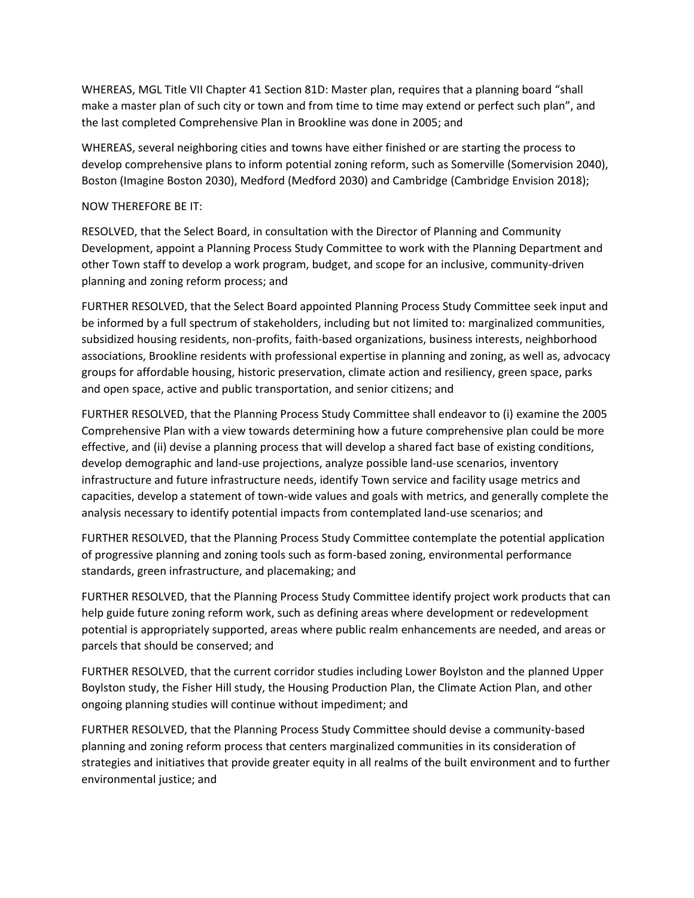WHEREAS, MGL Title VII Chapter 41 Section 81D: Master plan, requires that a planning board "shall make a master plan of such city or town and from time to time may extend or perfect such plan", and the last completed Comprehensive Plan in Brookline was done in 2005; and

WHEREAS, several neighboring cities and towns have either finished or are starting the process to develop comprehensive plans to inform potential zoning reform, such as Somerville (Somervision 2040), Boston (Imagine Boston 2030), Medford (Medford 2030) and Cambridge (Cambridge Envision 2018);

NOW THEREFORE BE IT:

RESOLVED, that the Select Board, in consultation with the Director of Planning and Community Development, appoint a Planning Process Study Committee to work with the Planning Department and other Town staff to develop a work program, budget, and scope for an inclusive, community-driven planning and zoning reform process; and

FURTHER RESOLVED, that the Select Board appointed Planning Process Study Committee seek input and be informed by a full spectrum of stakeholders, including but not limited to: marginalized communities, subsidized housing residents, non-profits, faith-based organizations, business interests, neighborhood associations, Brookline residents with professional expertise in planning and zoning, as well as, advocacy groups for affordable housing, historic preservation, climate action and resiliency, green space, parks and open space, active and public transportation, and senior citizens; and

FURTHER RESOLVED, that the Planning Process Study Committee shall endeavor to (i) examine the 2005 Comprehensive Plan with a view towards determining how a future comprehensive plan could be more effective, and (ii) devise a planning process that will develop a shared fact base of existing conditions, develop demographic and land-use projections, analyze possible land-use scenarios, inventory infrastructure and future infrastructure needs, identify Town service and facility usage metrics and capacities, develop a statement of town-wide values and goals with metrics, and generally complete the analysis necessary to identify potential impacts from contemplated land-use scenarios; and

FURTHER RESOLVED, that the Planning Process Study Committee contemplate the potential application of progressive planning and zoning tools such as form-based zoning, environmental performance standards, green infrastructure, and placemaking; and

FURTHER RESOLVED, that the Planning Process Study Committee identify project work products that can help guide future zoning reform work, such as defining areas where development or redevelopment potential is appropriately supported, areas where public realm enhancements are needed, and areas or parcels that should be conserved; and

FURTHER RESOLVED, that the current corridor studies including Lower Boylston and the planned Upper Boylston study, the Fisher Hill study, the Housing Production Plan, the Climate Action Plan, and other ongoing planning studies will continue without impediment; and

FURTHER RESOLVED, that the Planning Process Study Committee should devise a community-based planning and zoning reform process that centers marginalized communities in its consideration of strategies and initiatives that provide greater equity in all realms of the built environment and to further environmental justice; and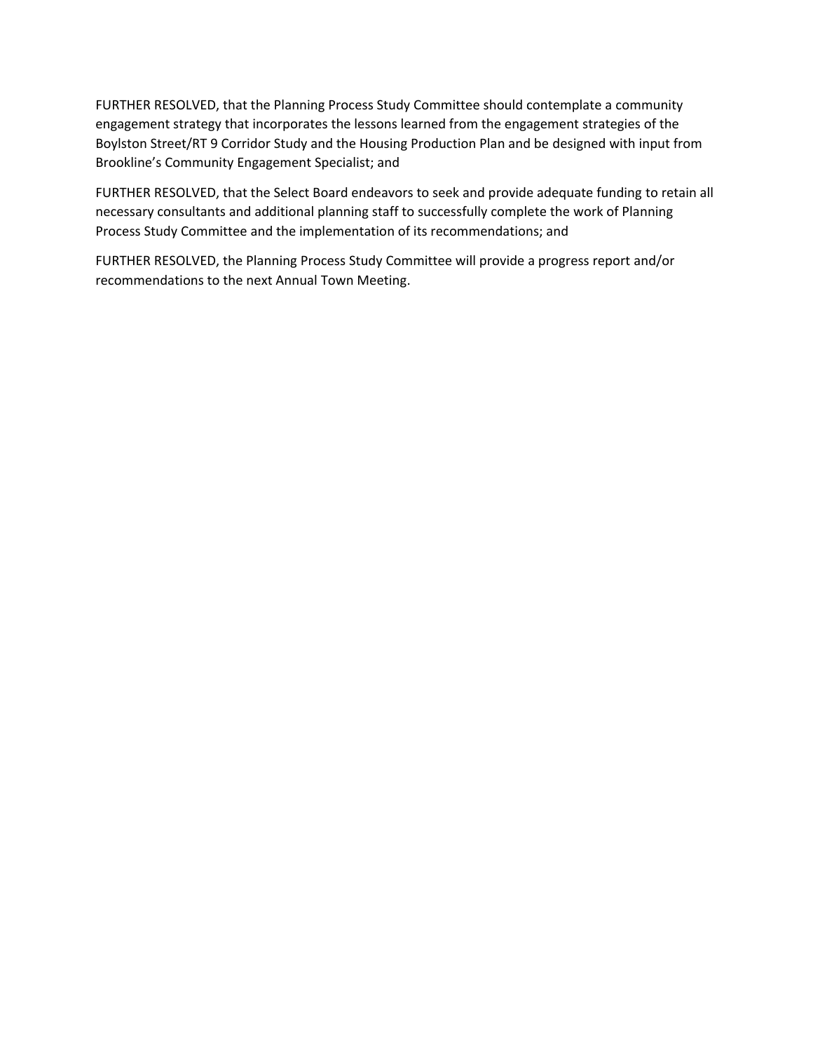FURTHER RESOLVED, that the Planning Process Study Committee should contemplate a community engagement strategy that incorporates the lessons learned from the engagement strategies of the Boylston Street/RT 9 Corridor Study and the Housing Production Plan and be designed with input from Brookline's Community Engagement Specialist; and

FURTHER RESOLVED, that the Select Board endeavors to seek and provide adequate funding to retain all necessary consultants and additional planning staff to successfully complete the work of Planning Process Study Committee and the implementation of its recommendations; and

FURTHER RESOLVED, the Planning Process Study Committee will provide a progress report and/or recommendations to the next Annual Town Meeting.